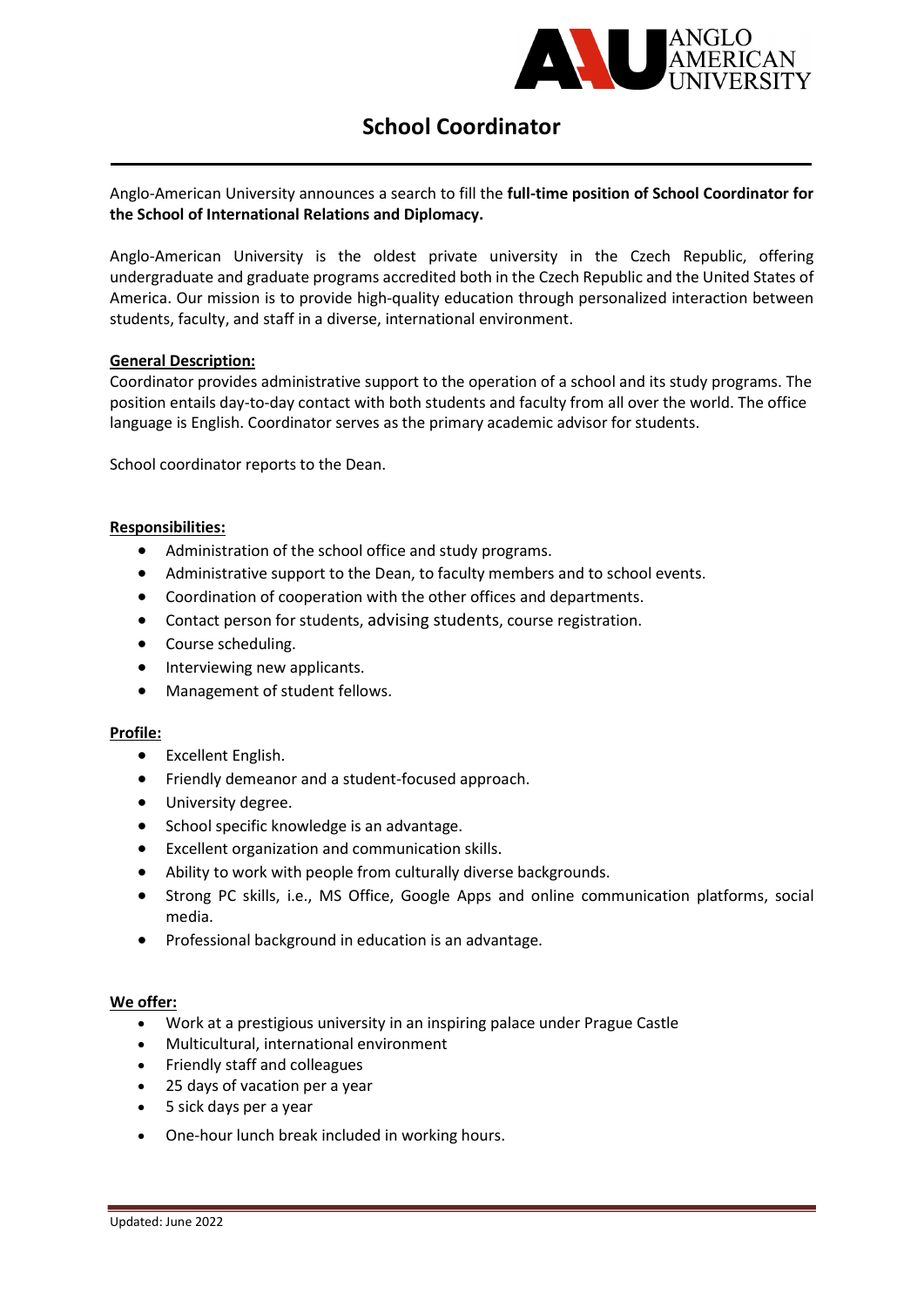ANGLO AMERICAN UNIVERSITY

# School Coordinator

Anglo-American University announces a search to fill the **full-time position of School Coordinator for the School of International Relations and Diplomacy.**

Anglo-American University is the oldest private university in the Czech Republic, offering undergraduate and graduate programs accredited both in the Czech Republic and the United States of America. Our mission is to provide high-quality education through personalized interaction between students, faculty, and staff in a diverse, international environment.

**General Description:**

Coordinator provides administrative support to the operation of a school and its study programs. The position entails day-to-day contact with both students and faculty from all over the world. The office language is English. Coordinator serves as the primary academic advisor for students.

School coordinator reports to the Dean.

**Responsibilities:**

- Administration of the school office and study programs.
- Administrative support to the Dean, to faculty members and to school events.
- Coordination of cooperation with the other offices and departments.
- Contact person for students, advising students, course registration.
- Course scheduling.
- Interviewing new applicants.
- Management of student fellows.

**Profile:**

- Excellent English.
- Friendly demeanor and a student-focused approach.
- University degree.
- School specific knowledge is an advantage.
- Excellent organization and communication skills.
- Ability to work with people from culturally diverse backgrounds.
- Strong PC skills, i.e., MS Office, Google Apps and online communication platforms, social media.
- Professional background in education is an advantage.

**We offer:**

- Work at a prestigious university in an inspiring palace under Prague Castle
- Multicultural, international environment
- Friendly staff and colleagues
- 25 days of vacation per a year
- 5 sick days per a year
- One-hour lunch break included in working hours.

Updated: June 2022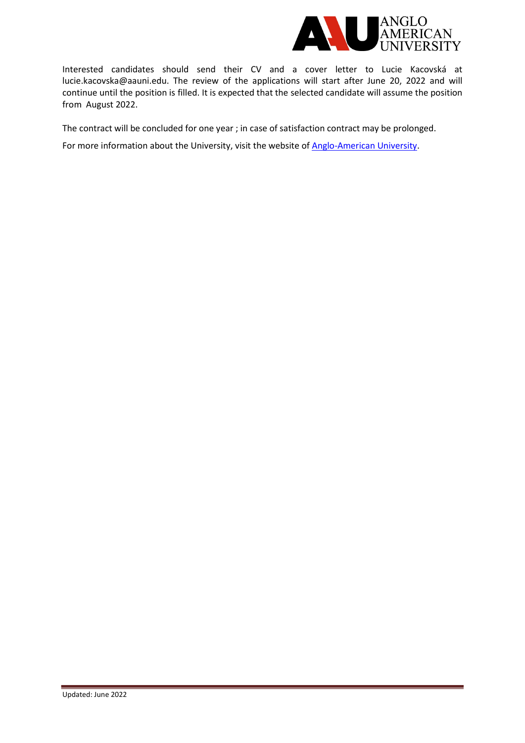Interested candidates should send their CV and a cover letter to Lucie Kacovská at lucie.kacovska@aauni.edu. The review of the applications will start after June 20, 2022 and will continue until the position is filled. It is expected that the selected candidate will assume the position from August 2022.

The contract will be concluded for one year ; in case of satisfaction contract may be prolonged.

For more information about the University, visit the website of [Anglo-American University](Anglo-American University).